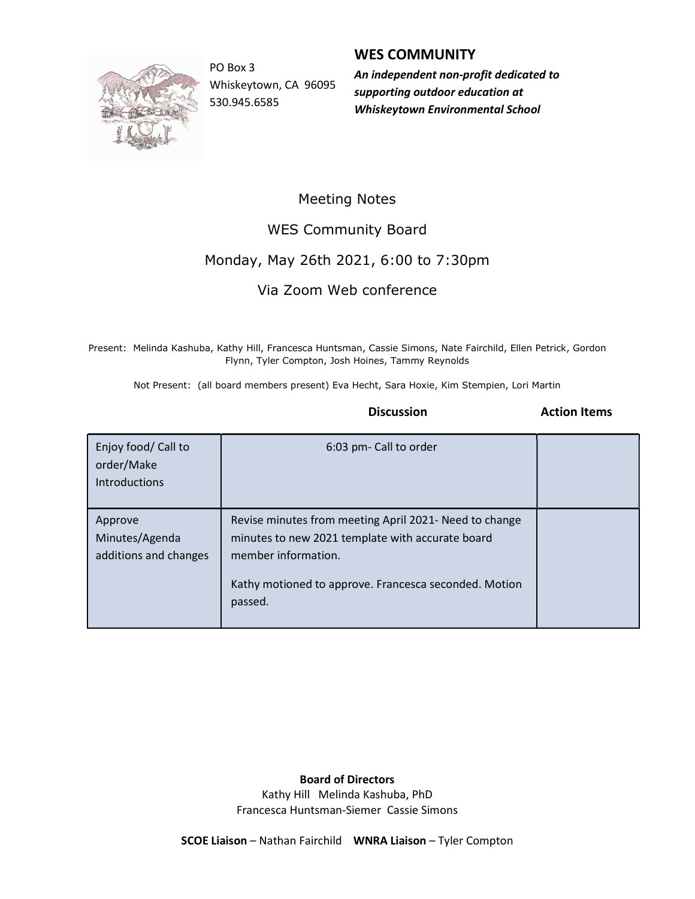PO Box 3
Whiskeytown, CA 96095
530.945.6585

**WES COMMUNITY**

***An independent non-profit dedicated to supporting outdoor education at Whiskeytown Environmental School***

Meeting Notes

WES Community Board

Monday, May 26th 2021, 6:00 to 7:30pm

Via Zoom Web conference

Present: Melinda Kashuba, Kathy Hill, Francesca Huntsman, Cassie Simons, Nate Fairchild, Ellen Petrick, Gordon Flynn, Tyler Compton, Josh Hoines, Tammy Reynolds

Not Present: (all board members present) Eva Hecht, Sara Hoxie, Kim Stempien, Lori Martin

| | **Discussion** | **Action Items** |
|---|---|---|
| Enjoy food/ Call to order/Make Introductions | 6:03 pm- Call to order | |
| Approve Minutes/Agenda additions and changes | Revise minutes from meeting April 2021- Need to change minutes to new 2021 template with accurate board member information.<br><br>Kathy motioned to approve. Francesca seconded. Motion passed. | |

**Board of Directors**
Kathy Hill Melinda Kashuba, PhD
Francesca Huntsman-Siemer Cassie Simons

**SCOE Liaison** – Nathan Fairchild **WNRA Liaison** – Tyler Compton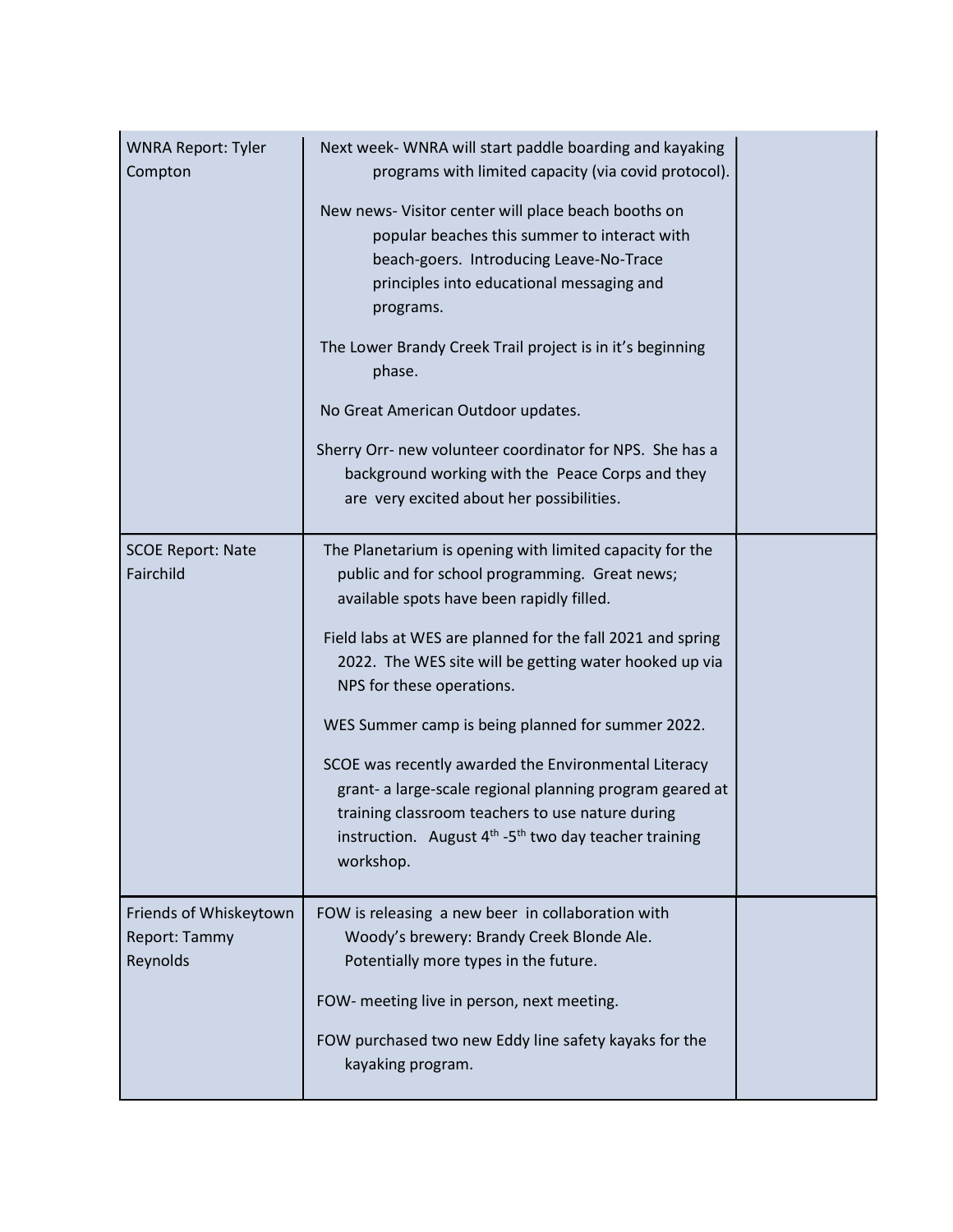| | | |
|---|---|---|
| WNRA Report: Tyler Compton | Next week- WNRA will start paddle boarding and kayaking programs with limited capacity (via covid protocol).<br><br>New news- Visitor center will place beach booths on popular beaches this summer to interact with beach-goers. Introducing Leave-No-Trace principles into educational messaging and programs.<br><br>The Lower Brandy Creek Trail project is in it's beginning phase.<br><br>No Great American Outdoor updates.<br><br>Sherry Orr- new volunteer coordinator for NPS. She has a background working with the Peace Corps and they are very excited about her possibilities. | |
| SCOE Report: Nate Fairchild | The Planetarium is opening with limited capacity for the public and for school programming. Great news; available spots have been rapidly filled.<br><br>Field labs at WES are planned for the fall 2021 and spring 2022. The WES site will be getting water hooked up via NPS for these operations.<br><br>WES Summer camp is being planned for summer 2022.<br><br>SCOE was recently awarded the Environmental Literacy grant- a large-scale regional planning program geared at training classroom teachers to use nature during instruction. August 4th -5th two day teacher training workshop. | |
| Friends of Whiskeytown Report: Tammy Reynolds | FOW is releasing a new beer in collaboration with Woody's brewery: Brandy Creek Blonde Ale. Potentially more types in the future.<br><br>FOW- meeting live in person, next meeting.<br><br>FOW purchased two new Eddy line safety kayaks for the kayaking program. | |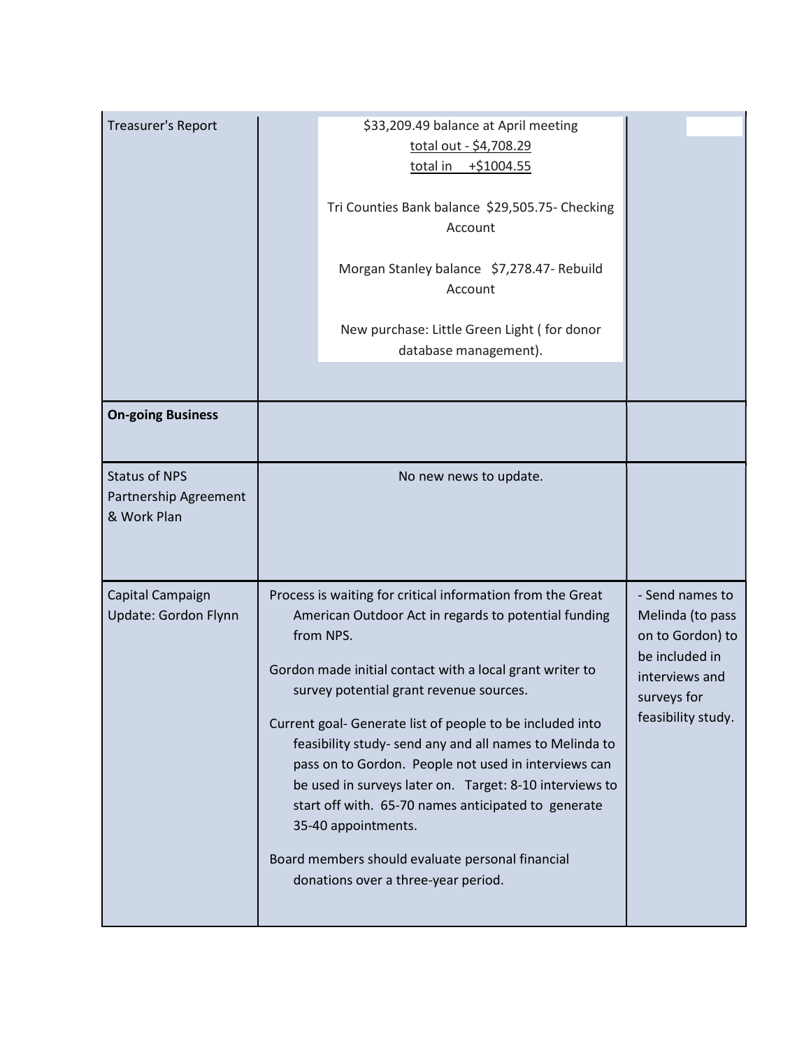| Treasurer's Report | $33,209.49 balance at April meeting<br>total out - $4,708.29<br>total in +$1004.55<br><br>Tri Counties Bank balance $29,505.75- Checking Account<br><br>Morgan Stanley balance $7,278.47- Rebuild Account<br><br>New purchase: Little Green Light ( for donor database management). | |
|---|---|---|
| **On-going Business** | | |
| Status of NPS Partnership Agreement & Work Plan | No new news to update. | |
| Capital Campaign Update: Gordon Flynn | Process is waiting for critical information from the Great American Outdoor Act in regards to potential funding from NPS.<br><br>Gordon made initial contact with a local grant writer to survey potential grant revenue sources.<br><br>Current goal- Generate list of people to be included into feasibility study- send any and all names to Melinda to pass on to Gordon. People not used in interviews can be used in surveys later on. Target: 8-10 interviews to start off with. 65-70 names anticipated to generate 35-40 appointments.<br><br>Board members should evaluate personal financial donations over a three-year period. | - Send names to Melinda (to pass on to Gordon) to be included in interviews and surveys for feasibility study. |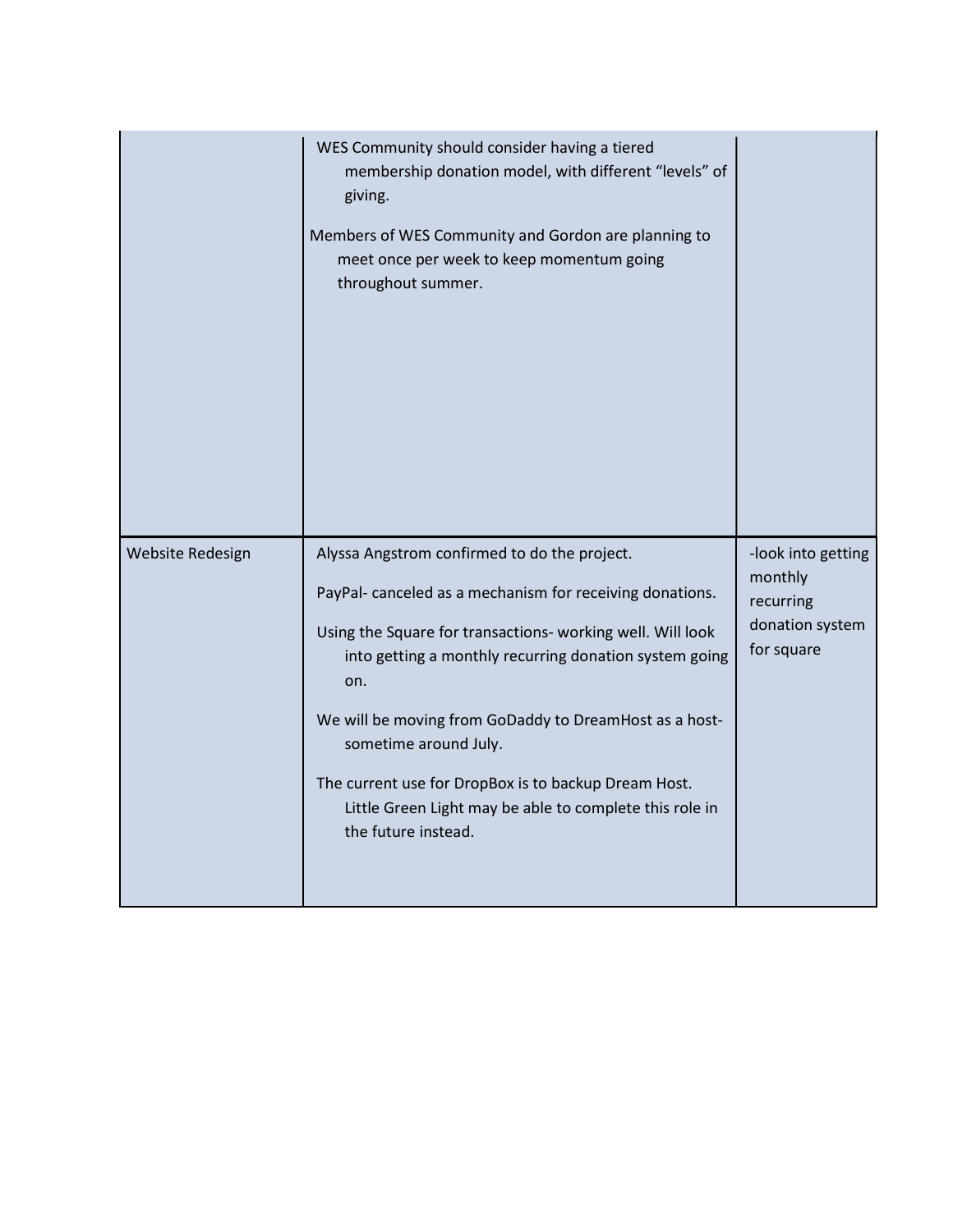| | | |
|---|---|---|
| | WES Community should consider having a tiered membership donation model, with different "levels" of giving.<br><br>Members of WES Community and Gordon are planning to meet once per week to keep momentum going throughout summer. | |
| Website Redesign | Alyssa Angstrom confirmed to do the project.<br><br>PayPal- canceled as a mechanism for receiving donations.<br><br>Using the Square for transactions- working well. Will look into getting a monthly recurring donation system going on.<br><br>We will be moving from GoDaddy to DreamHost as a host- sometime around July.<br><br>The current use for DropBox is to backup Dream Host. Little Green Light may be able to complete this role in the future instead. | -look into getting monthly recurring donation system for square |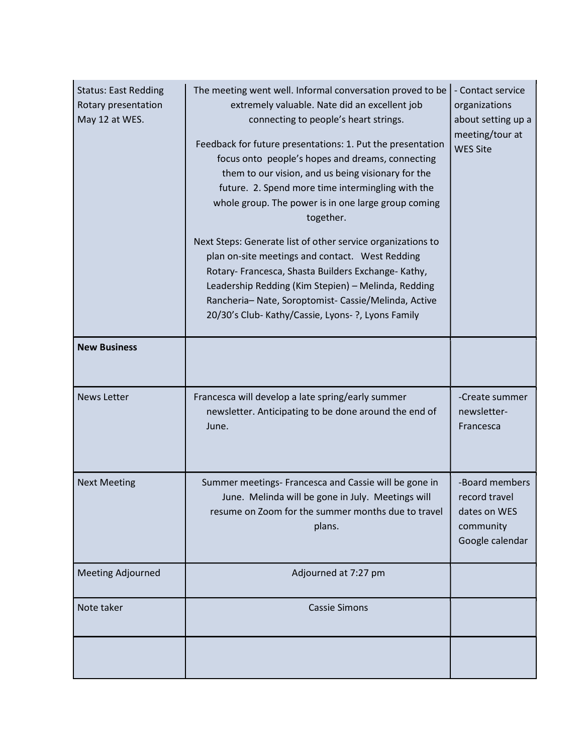| | | |
|---|---|---|
| Status: East Redding Rotary presentation May 12 at WES. | The meeting went well. Informal conversation proved to be extremely valuable. Nate did an excellent job connecting to people's heart strings.<br><br>Feedback for future presentations: 1. Put the presentation focus onto people's hopes and dreams, connecting them to our vision, and us being visionary for the future. 2. Spend more time intermingling with the whole group. The power is in one large group coming together.<br><br>Next Steps: Generate list of other service organizations to plan on-site meetings and contact. West Redding Rotary- Francesca, Shasta Builders Exchange- Kathy, Leadership Redding (Kim Stepien) – Melinda, Redding Rancheria– Nate, Soroptomist- Cassie/Melinda, Active 20/30's Club- Kathy/Cassie, Lyons- ?, Lyons Family | - Contact service organizations about setting up a meeting/tour at WES Site |
| **New Business** | | |
| News Letter | Francesca will develop a late spring/early summer newsletter. Anticipating to be done around the end of June. | -Create summer newsletter- Francesca |
| Next Meeting | Summer meetings- Francesca and Cassie will be gone in June. Melinda will be gone in July. Meetings will resume on Zoom for the summer months due to travel plans. | -Board members record travel dates on WES community Google calendar |
| Meeting Adjourned | Adjourned at 7:27 pm | |
| Note taker | Cassie Simons | |
| | | |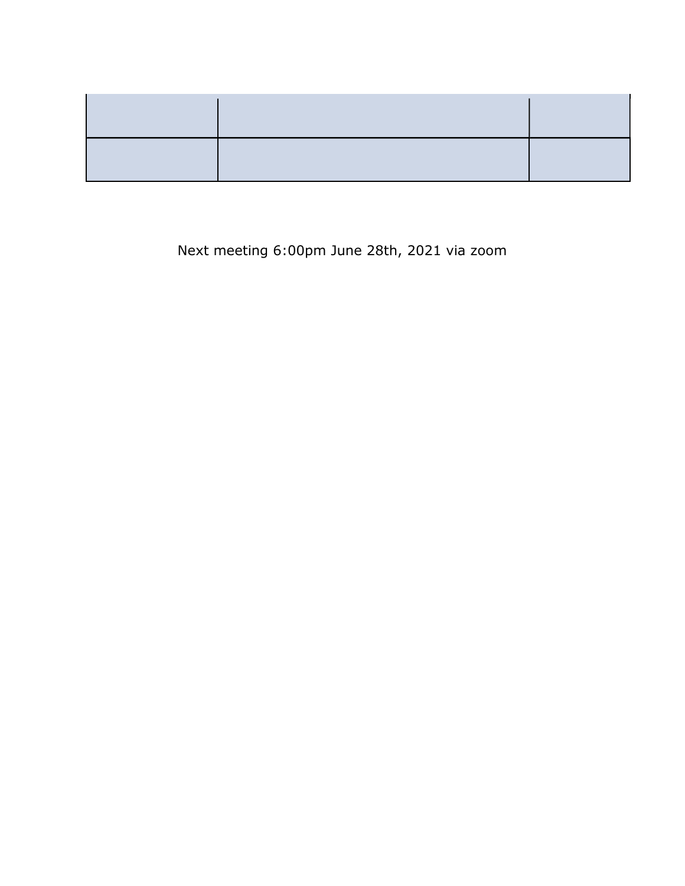| | | |
|---|---|---|
| | | |
| | | |

Next meeting 6:00pm June 28th, 2021 via zoom